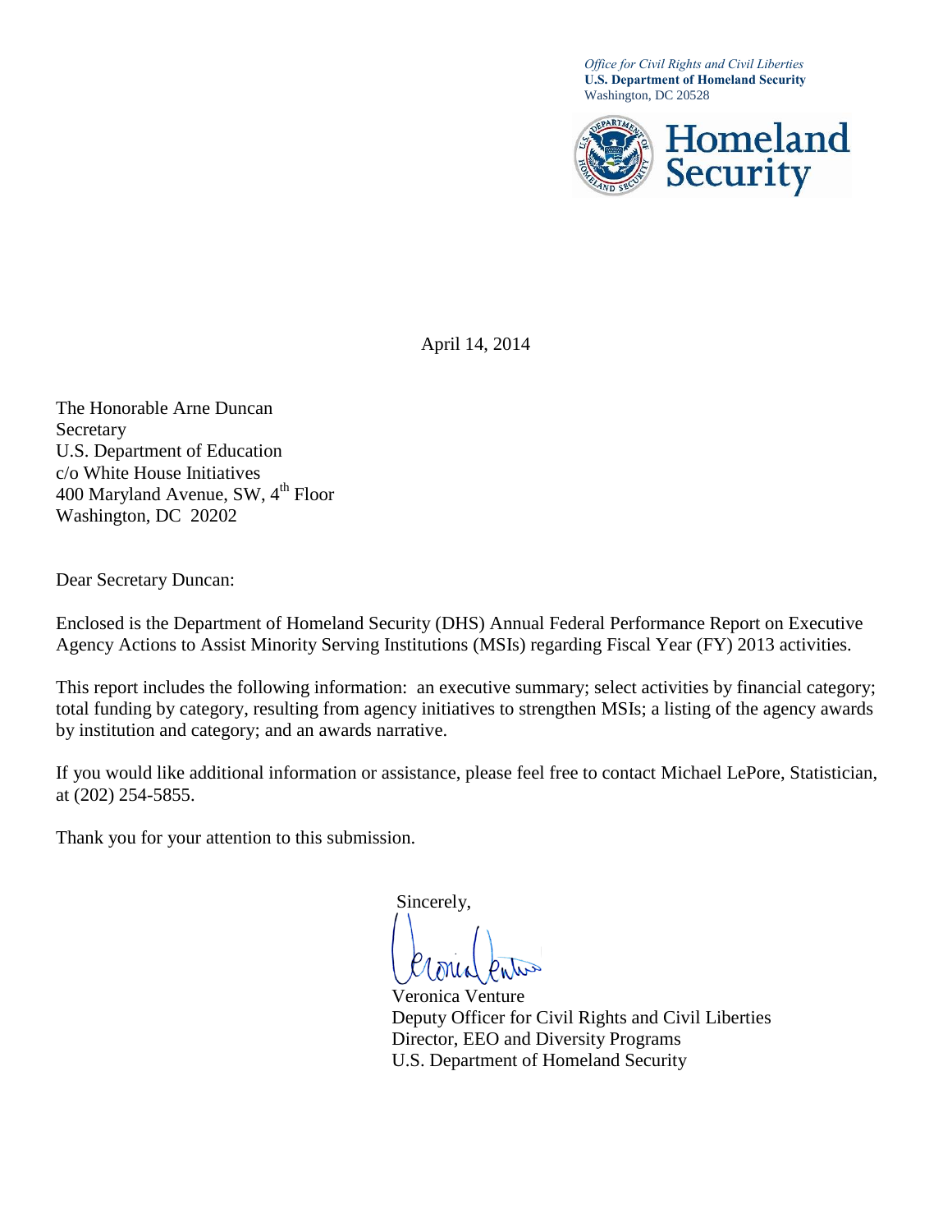*Office for Civil Rights and Civil Liberties*
**U.S. Department of Homeland Security**
Washington, DC 20528

**Homeland Security**

April 14, 2014

The Honorable Arne Duncan
Secretary
U.S. Department of Education
c/o White House Initiatives
400 Maryland Avenue, SW, 4th Floor
Washington, DC 20202

Dear Secretary Duncan:

Enclosed is the Department of Homeland Security (DHS) Annual Federal Performance Report on Executive Agency Actions to Assist Minority Serving Institutions (MSIs) regarding Fiscal Year (FY) 2013 activities.

This report includes the following information: an executive summary; select activities by financial category; total funding by category, resulting from agency initiatives to strengthen MSIs; a listing of the agency awards by institution and category; and an awards narrative.

If you would like additional information or assistance, please feel free to contact Michael LePore, Statistician, at (202) 254-5855.

Thank you for your attention to this submission.

Sincerely,

Veronica Venture
Deputy Officer for Civil Rights and Civil Liberties
Director, EEO and Diversity Programs
U.S. Department of Homeland Security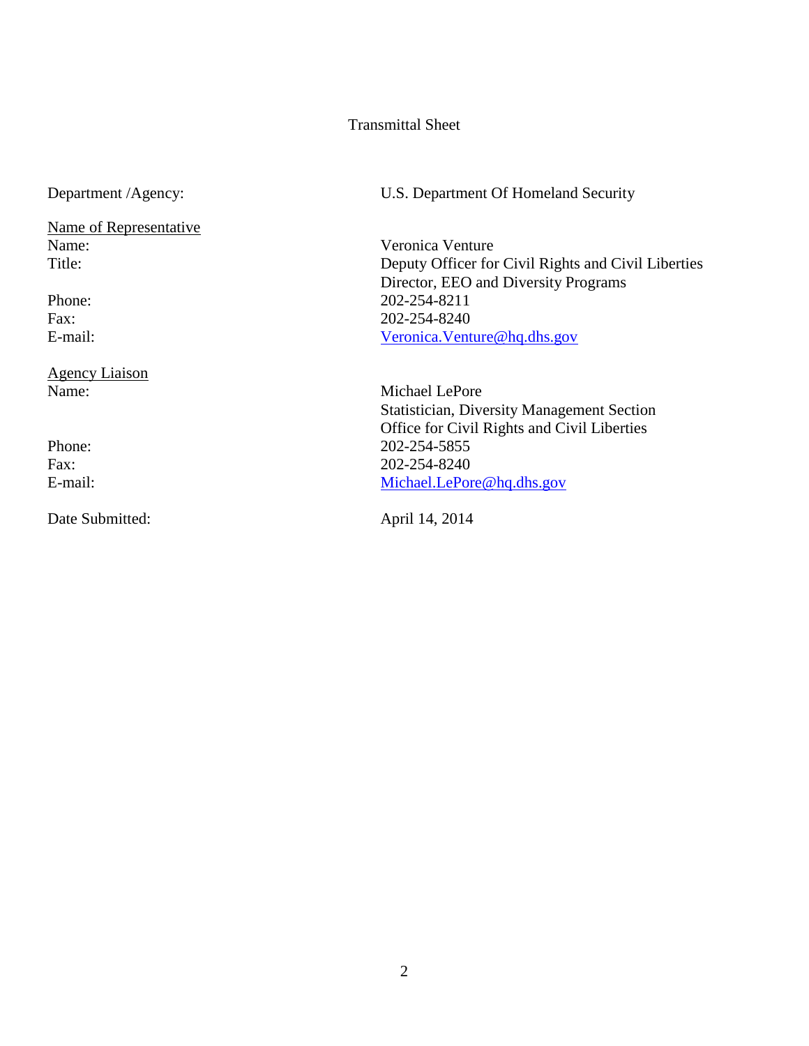# Transmittal Sheet

| | |
|---|---|
| Department /Agency: | U.S. Department Of Homeland Security |
| <u>Name of Representative</u> | |
| Name: | Veronica Venture |
| Title: | Deputy Officer for Civil Rights and Civil Liberties<br>Director, EEO and Diversity Programs |
| Phone: | 202-254-8211 |
| Fax: | 202-254-8240 |
| E-mail: | Veronica.Venture@hq.dhs.gov |
| <u>Agency Liaison</u> | |
| Name: | Michael LePore<br>Statistician, Diversity Management Section<br>Office for Civil Rights and Civil Liberties |
| Phone: | 202-254-5855 |
| Fax: | 202-254-8240 |
| E-mail: | Michael.LePore@hq.dhs.gov |
| Date Submitted: | April 14, 2014 |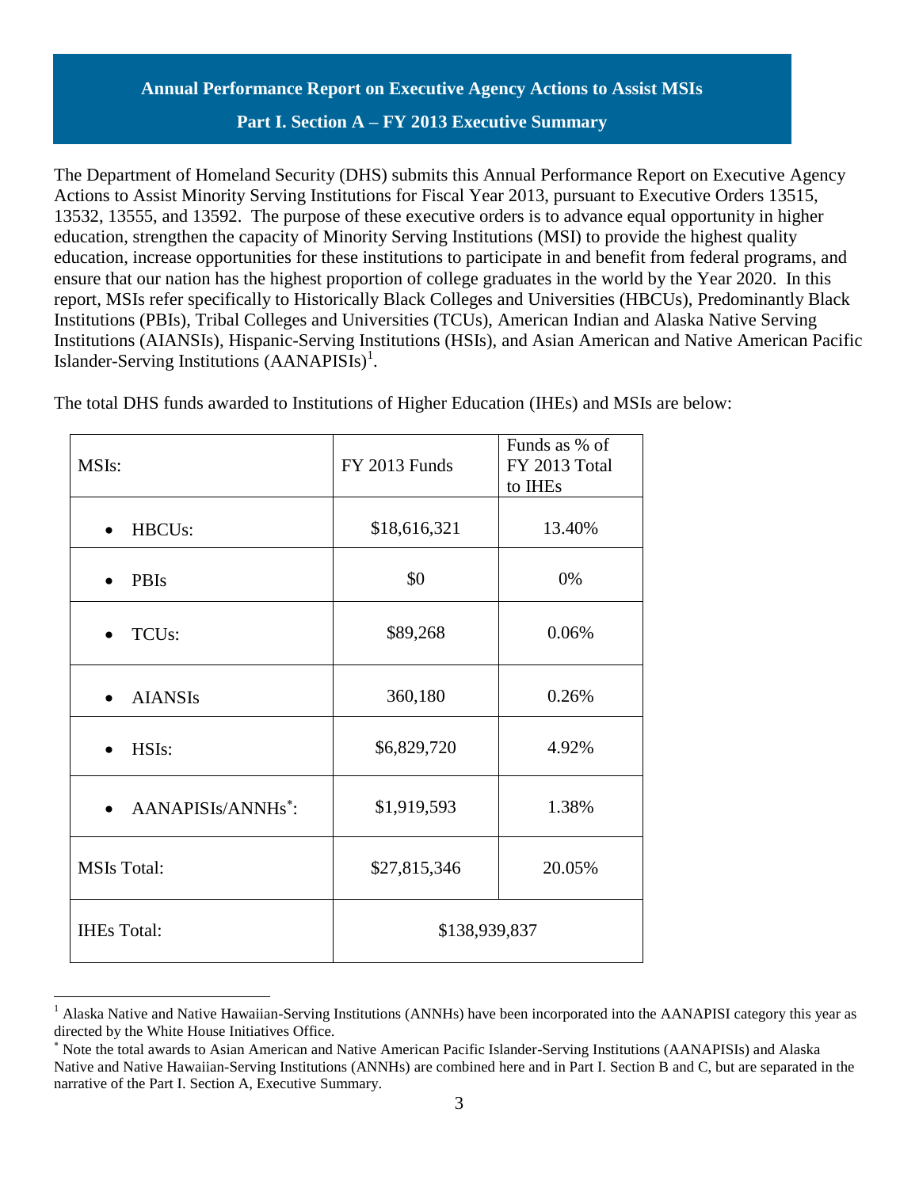## Annual Performance Report on Executive Agency Actions to Assist MSIs

### Part I. Section A – FY 2013 Executive Summary

The Department of Homeland Security (DHS) submits this Annual Performance Report on Executive Agency Actions to Assist Minority Serving Institutions for Fiscal Year 2013, pursuant to Executive Orders 13515, 13532, 13555, and 13592. The purpose of these executive orders is to advance equal opportunity in higher education, strengthen the capacity of Minority Serving Institutions (MSI) to provide the highest quality education, increase opportunities for these institutions to participate in and benefit from federal programs, and ensure that our nation has the highest proportion of college graduates in the world by the Year 2020. In this report, MSIs refer specifically to Historically Black Colleges and Universities (HBCUs), Predominantly Black Institutions (PBIs), Tribal Colleges and Universities (TCUs), American Indian and Alaska Native Serving Institutions (AIANSIs), Hispanic-Serving Institutions (HSIs), and Asian American and Native American Pacific Islander-Serving Institutions (AANAPISIs)[1].

The total DHS funds awarded to Institutions of Higher Education (IHEs) and MSIs are below:

| MSIs: | FY 2013 Funds | Funds as % of FY 2013 Total to IHEs |
|---|---|---|
| • HBCUs: | $18,616,321 | 13.40% |
| • PBIs | $0 | 0% |
| • TCUs: | $89,268 | 0.06% |
| • AIANSIs | 360,180 | 0.26% |
| • HSIs: | $6,829,720 | 4.92% |
| • AANAPISIs/ANNHs*: | $1,919,593 | 1.38% |
| MSIs Total: | $27,815,346 | 20.05% |
| IHEs Total: | $138,939,837 | |

[1] Alaska Native and Native Hawaiian-Serving Institutions (ANNHs) have been incorporated into the AANAPISI category this year as directed by the White House Initiatives Office.

* Note the total awards to Asian American and Native American Pacific Islander-Serving Institutions (AANAPISIs) and Alaska Native and Native Hawaiian-Serving Institutions (ANNHs) are combined here and in Part I. Section B and C, but are separated in the narrative of the Part I. Section A, Executive Summary.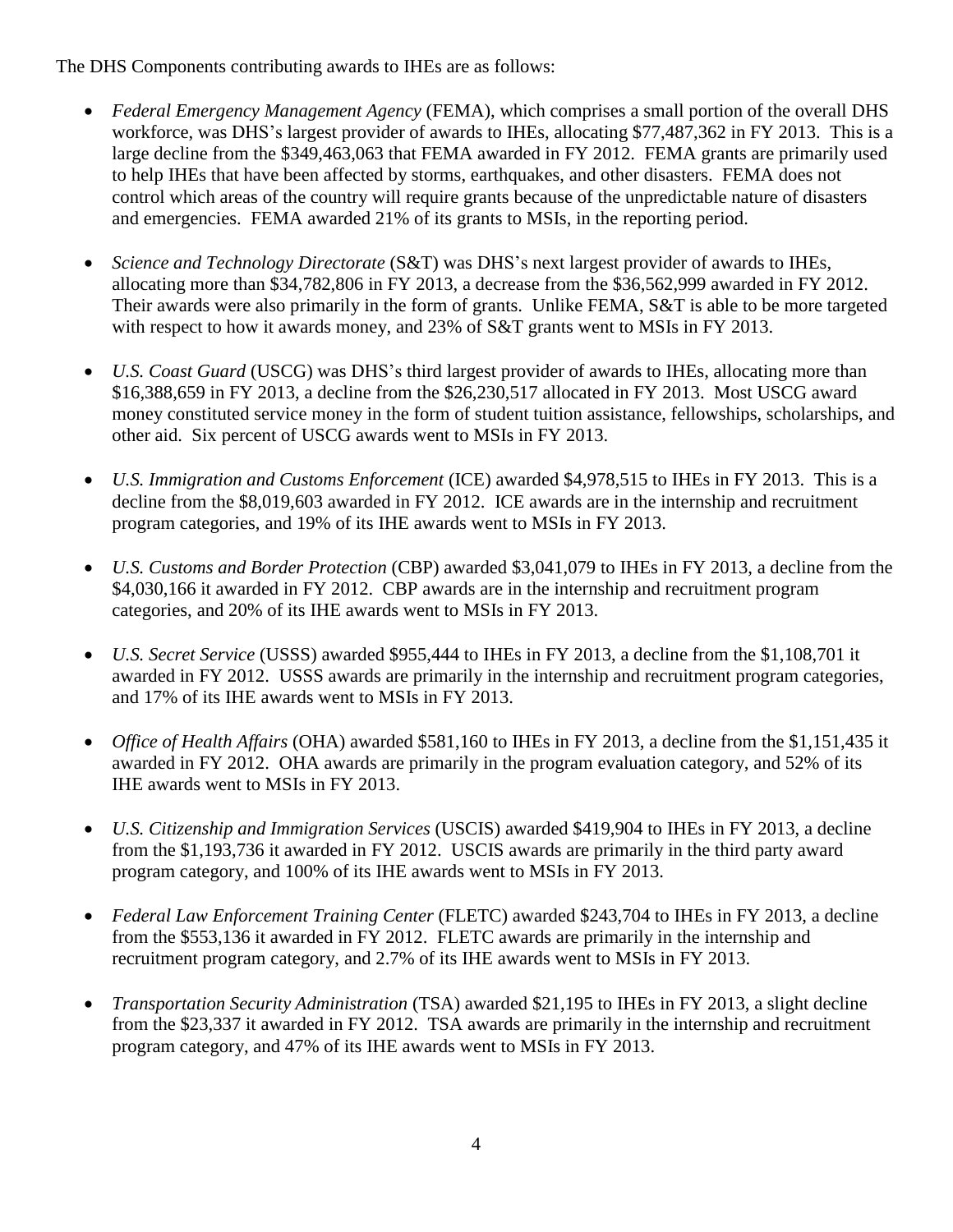The DHS Components contributing awards to IHEs are as follows:

- *Federal Emergency Management Agency* (FEMA), which comprises a small portion of the overall DHS workforce, was DHS's largest provider of awards to IHEs, allocating $77,487,362 in FY 2013. This is a large decline from the $349,463,063 that FEMA awarded in FY 2012. FEMA grants are primarily used to help IHEs that have been affected by storms, earthquakes, and other disasters. FEMA does not control which areas of the country will require grants because of the unpredictable nature of disasters and emergencies. FEMA awarded 21% of its grants to MSIs, in the reporting period.

- *Science and Technology Directorate* (S&T) was DHS's next largest provider of awards to IHEs, allocating more than $34,782,806 in FY 2013, a decrease from the $36,562,999 awarded in FY 2012. Their awards were also primarily in the form of grants. Unlike FEMA, S&T is able to be more targeted with respect to how it awards money, and 23% of S&T grants went to MSIs in FY 2013.

- *U.S. Coast Guard* (USCG) was DHS's third largest provider of awards to IHEs, allocating more than $16,388,659 in FY 2013, a decline from the $26,230,517 allocated in FY 2013. Most USCG award money constituted service money in the form of student tuition assistance, fellowships, scholarships, and other aid. Six percent of USCG awards went to MSIs in FY 2013.

- *U.S. Immigration and Customs Enforcement* (ICE) awarded $4,978,515 to IHEs in FY 2013. This is a decline from the $8,019,603 awarded in FY 2012. ICE awards are in the internship and recruitment program categories, and 19% of its IHE awards went to MSIs in FY 2013.

- *U.S. Customs and Border Protection* (CBP) awarded $3,041,079 to IHEs in FY 2013, a decline from the $4,030,166 it awarded in FY 2012. CBP awards are in the internship and recruitment program categories, and 20% of its IHE awards went to MSIs in FY 2013.

- *U.S. Secret Service* (USSS) awarded $955,444 to IHEs in FY 2013, a decline from the $1,108,701 it awarded in FY 2012. USSS awards are primarily in the internship and recruitment program categories, and 17% of its IHE awards went to MSIs in FY 2013.

- *Office of Health Affairs* (OHA) awarded $581,160 to IHEs in FY 2013, a decline from the $1,151,435 it awarded in FY 2012. OHA awards are primarily in the program evaluation category, and 52% of its IHE awards went to MSIs in FY 2013.

- *U.S. Citizenship and Immigration Services* (USCIS) awarded $419,904 to IHEs in FY 2013, a decline from the $1,193,736 it awarded in FY 2012. USCIS awards are primarily in the third party award program category, and 100% of its IHE awards went to MSIs in FY 2013.

- *Federal Law Enforcement Training Center* (FLETC) awarded $243,704 to IHEs in FY 2013, a decline from the $553,136 it awarded in FY 2012. FLETC awards are primarily in the internship and recruitment program category, and 2.7% of its IHE awards went to MSIs in FY 2013.

- *Transportation Security Administration* (TSA) awarded $21,195 to IHEs in FY 2013, a slight decline from the $23,337 it awarded in FY 2012. TSA awards are primarily in the internship and recruitment program category, and 47% of its IHE awards went to MSIs in FY 2013.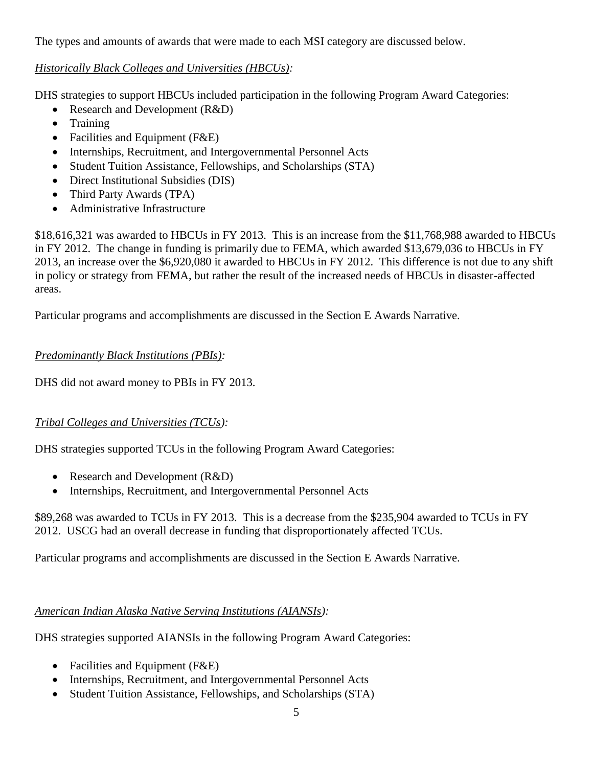The types and amounts of awards that were made to each MSI category are discussed below.

*Historically Black Colleges and Universities (HBCUs):*

DHS strategies to support HBCUs included participation in the following Program Award Categories:

- Research and Development (R&D)
- Training
- Facilities and Equipment (F&E)
- Internships, Recruitment, and Intergovernmental Personnel Acts
- Student Tuition Assistance, Fellowships, and Scholarships (STA)
- Direct Institutional Subsidies (DIS)
- Third Party Awards (TPA)
- Administrative Infrastructure

$18,616,321 was awarded to HBCUs in FY 2013. This is an increase from the $11,768,988 awarded to HBCUs in FY 2012. The change in funding is primarily due to FEMA, which awarded $13,679,036 to HBCUs in FY 2013, an increase over the $6,920,080 it awarded to HBCUs in FY 2012. This difference is not due to any shift in policy or strategy from FEMA, but rather the result of the increased needs of HBCUs in disaster-affected areas.

Particular programs and accomplishments are discussed in the Section E Awards Narrative.

*Predominantly Black Institutions (PBIs):*

DHS did not award money to PBIs in FY 2013.

*Tribal Colleges and Universities (TCUs):*

DHS strategies supported TCUs in the following Program Award Categories:

- Research and Development (R&D)
- Internships, Recruitment, and Intergovernmental Personnel Acts

$89,268 was awarded to TCUs in FY 2013. This is a decrease from the $235,904 awarded to TCUs in FY 2012. USCG had an overall decrease in funding that disproportionately affected TCUs.

Particular programs and accomplishments are discussed in the Section E Awards Narrative.

*American Indian Alaska Native Serving Institutions (AIANSIs):*

DHS strategies supported AIANSIs in the following Program Award Categories:

- Facilities and Equipment (F&E)
- Internships, Recruitment, and Intergovernmental Personnel Acts
- Student Tuition Assistance, Fellowships, and Scholarships (STA)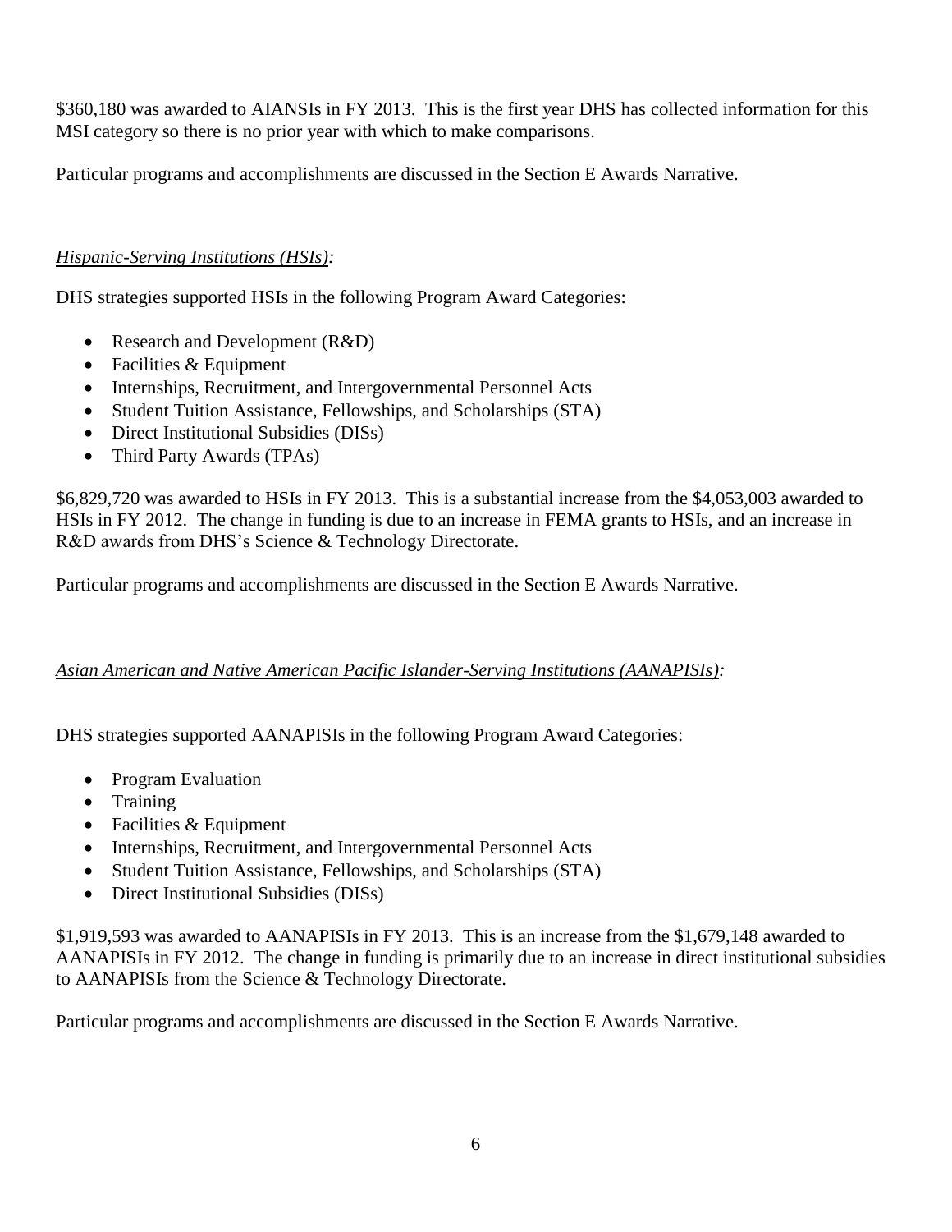$360,180 was awarded to AIANSIs in FY 2013. This is the first year DHS has collected information for this MSI category so there is no prior year with which to make comparisons.

Particular programs and accomplishments are discussed in the Section E Awards Narrative.

*Hispanic-Serving Institutions (HSIs):*

DHS strategies supported HSIs in the following Program Award Categories:

- Research and Development (R&D)
- Facilities & Equipment
- Internships, Recruitment, and Intergovernmental Personnel Acts
- Student Tuition Assistance, Fellowships, and Scholarships (STA)
- Direct Institutional Subsidies (DISs)
- Third Party Awards (TPAs)

$6,829,720 was awarded to HSIs in FY 2013. This is a substantial increase from the $4,053,003 awarded to HSIs in FY 2012. The change in funding is due to an increase in FEMA grants to HSIs, and an increase in R&D awards from DHS's Science & Technology Directorate.

Particular programs and accomplishments are discussed in the Section E Awards Narrative.

*Asian American and Native American Pacific Islander-Serving Institutions (AANAPISIs):*

DHS strategies supported AANAPISIs in the following Program Award Categories:

- Program Evaluation
- Training
- Facilities & Equipment
- Internships, Recruitment, and Intergovernmental Personnel Acts
- Student Tuition Assistance, Fellowships, and Scholarships (STA)
- Direct Institutional Subsidies (DISs)

$1,919,593 was awarded to AANAPISIs in FY 2013. This is an increase from the $1,679,148 awarded to AANAPISIs in FY 2012. The change in funding is primarily due to an increase in direct institutional subsidies to AANAPISIs from the Science & Technology Directorate.

Particular programs and accomplishments are discussed in the Section E Awards Narrative.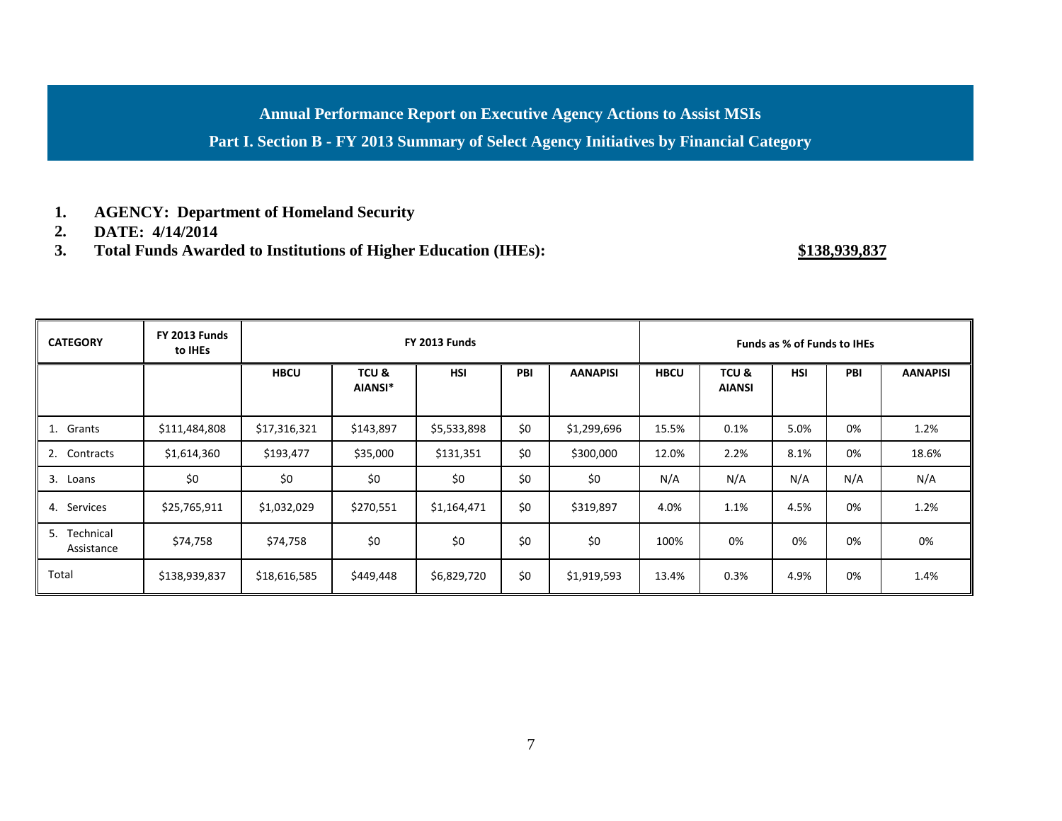## Annual Performance Report on Executive Agency Actions to Assist MSIs

### Part I. Section B - FY 2013 Summary of Select Agency Initiatives by Financial Category

1. **AGENCY: Department of Homeland Security**
2. **DATE: 4/14/2014**
3. **Total Funds Awarded to Institutions of Higher Education (IHEs):** **$138,939,837**

| CATEGORY | FY 2013 Funds to IHEs | FY 2013 Funds | | | | | Funds as % of Funds to IHEs | | | | |
|---|---|---|---|---|---|---|---|---|---|---|---|
| | | HBCU | TCU & AIANSI* | HSI | PBI | AANAPISI | HBCU | TCU & AIANSI | HSI | PBI | AANAPISI |
| 1. Grants | $111,484,808 | $17,316,321 | $143,897 | $5,533,898 | $0 | $1,299,696 | 15.5% | 0.1% | 5.0% | 0% | 1.2% |
| 2. Contracts | $1,614,360 | $193,477 | $35,000 | $131,351 | $0 | $300,000 | 12.0% | 2.2% | 8.1% | 0% | 18.6% |
| 3. Loans | $0 | $0 | $0 | $0 | $0 | $0 | N/A | N/A | N/A | N/A | N/A |
| 4. Services | $25,765,911 | $1,032,029 | $270,551 | $1,164,471 | $0 | $319,897 | 4.0% | 1.1% | 4.5% | 0% | 1.2% |
| 5. Technical Assistance | $74,758 | $74,758 | $0 | $0 | $0 | $0 | 100% | 0% | 0% | 0% | 0% |
| Total | $138,939,837 | $18,616,585 | $449,448 | $6,829,720 | $0 | $1,919,593 | 13.4% | 0.3% | 4.9% | 0% | 1.4% |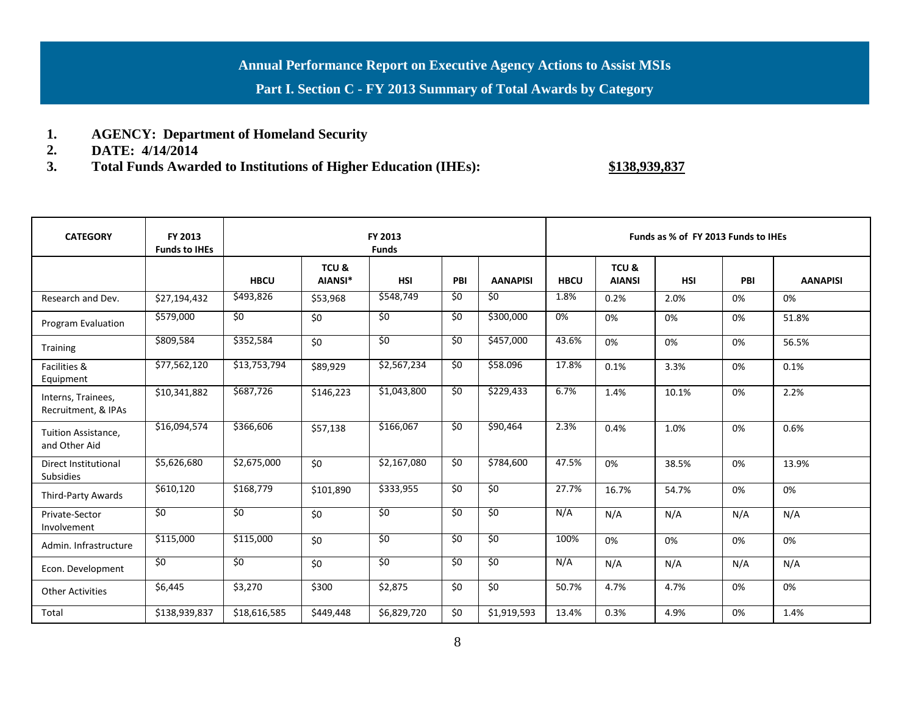## Annual Performance Report on Executive Agency Actions to Assist MSIs

### Part I. Section C - FY 2013 Summary of Total Awards by Category

1. **AGENCY: Department of Homeland Security**
2. **DATE: 4/14/2014**
3. **Total Funds Awarded to Institutions of Higher Education (IHEs):** **$138,939,837**

| CATEGORY | FY 2013 Funds to IHEs | FY 2013 Funds | | | | | Funds as % of FY 2013 Funds to IHEs | | | | |
|---|---|---|---|---|---|---|---|---|---|---|---|
| | | HBCU | TCU & AIANSI* | HSI | PBI | AANAPISI | HBCU | TCU & AIANSI | HSI | PBI | AANAPISI |
| Research and Dev. | $27,194,432 | $493,826 | $53,968 | $548,749 | $0 | $0 | 1.8% | 0.2% | 2.0% | 0% | 0% |
| Program Evaluation | $579,000 | $0 | $0 | $0 | $0 | $300,000 | 0% | 0% | 0% | 0% | 51.8% |
| Training | $809,584 | $352,584 | $0 | $0 | $0 | $457,000 | 43.6% | 0% | 0% | 0% | 56.5% |
| Facilities & Equipment | $77,562,120 | $13,753,794 | $89,929 | $2,567,234 | $0 | $58.096 | 17.8% | 0.1% | 3.3% | 0% | 0.1% |
| Interns, Trainees, Recruitment, & IPAs | $10,341,882 | $687,726 | $146,223 | $1,043,800 | $0 | $229,433 | 6.7% | 1.4% | 10.1% | 0% | 2.2% |
| Tuition Assistance, and Other Aid | $16,094,574 | $366,606 | $57,138 | $166,067 | $0 | $90,464 | 2.3% | 0.4% | 1.0% | 0% | 0.6% |
| Direct Institutional Subsidies | $5,626,680 | $2,675,000 | $0 | $2,167,080 | $0 | $784,600 | 47.5% | 0% | 38.5% | 0% | 13.9% |
| Third-Party Awards | $610,120 | $168,779 | $101,890 | $333,955 | $0 | $0 | 27.7% | 16.7% | 54.7% | 0% | 0% |
| Private-Sector Involvement | $0 | $0 | $0 | $0 | $0 | $0 | N/A | N/A | N/A | N/A | N/A |
| Admin. Infrastructure | $115,000 | $115,000 | $0 | $0 | $0 | $0 | 100% | 0% | 0% | 0% | 0% |
| Econ. Development | $0 | $0 | $0 | $0 | $0 | $0 | N/A | N/A | N/A | N/A | N/A |
| Other Activities | $6,445 | $3,270 | $300 | $2,875 | $0 | $0 | 50.7% | 4.7% | 4.7% | 0% | 0% |
| Total | $138,939,837 | $18,616,585 | $449,448 | $6,829,720 | $0 | $1,919,593 | 13.4% | 0.3% | 4.9% | 0% | 1.4% |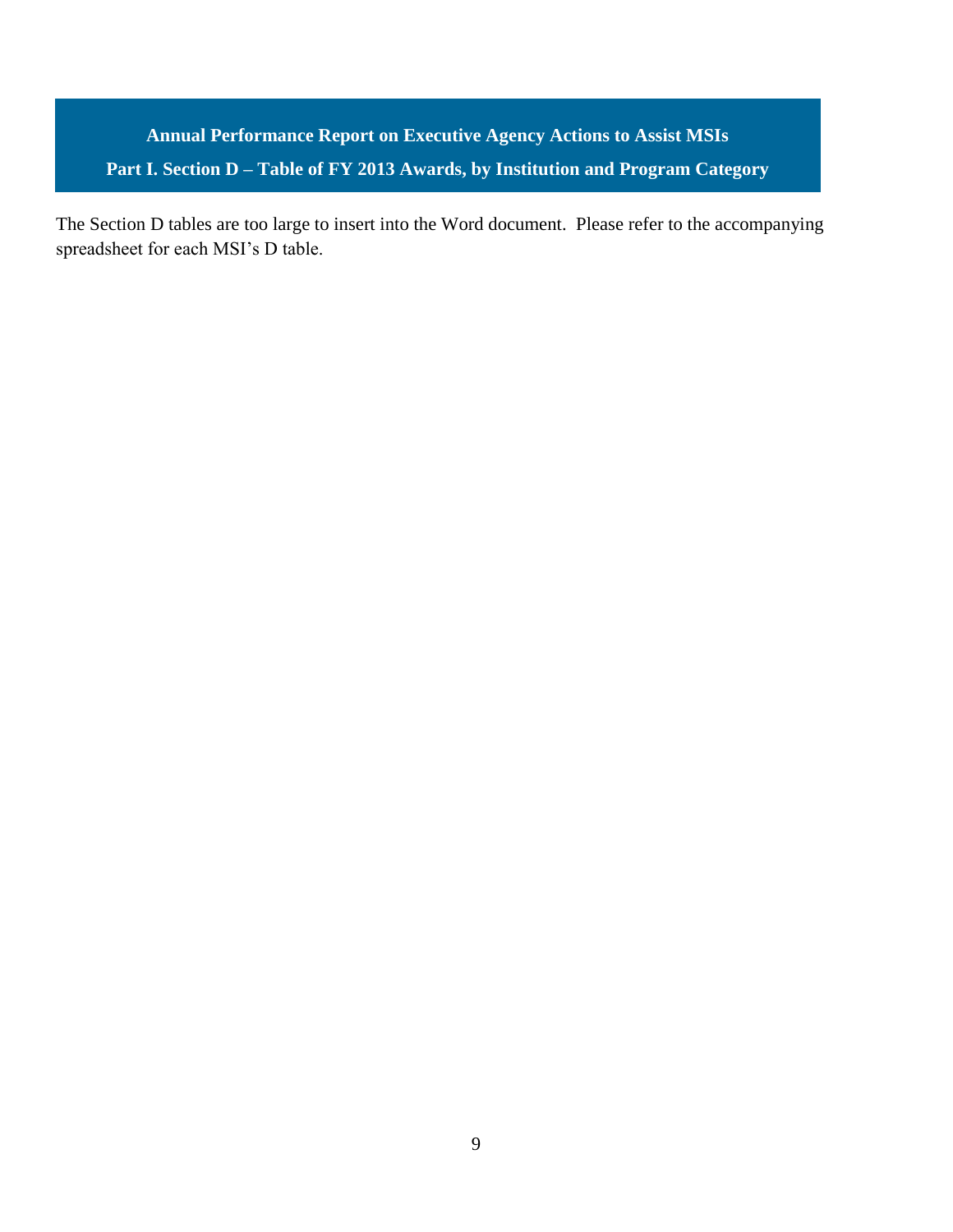## Annual Performance Report on Executive Agency Actions to Assist MSIs

## Part I. Section D – Table of FY 2013 Awards, by Institution and Program Category

The Section D tables are too large to insert into the Word document. Please refer to the accompanying spreadsheet for each MSI's D table.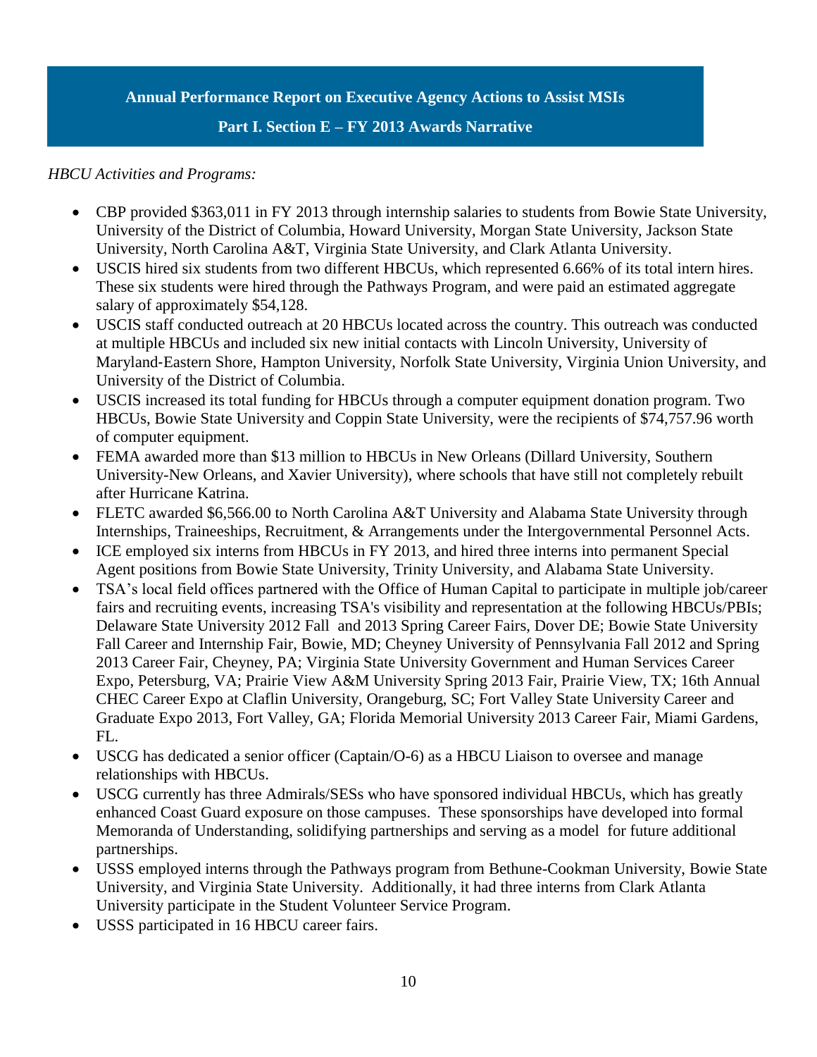**Annual Performance Report on Executive Agency Actions to Assist MSIs**

**Part I. Section E – FY 2013 Awards Narrative**

*HBCU Activities and Programs:*

- CBP provided $363,011 in FY 2013 through internship salaries to students from Bowie State University, University of the District of Columbia, Howard University, Morgan State University, Jackson State University, North Carolina A&T, Virginia State University, and Clark Atlanta University.
- USCIS hired six students from two different HBCUs, which represented 6.66% of its total intern hires. These six students were hired through the Pathways Program, and were paid an estimated aggregate salary of approximately $54,128.
- USCIS staff conducted outreach at 20 HBCUs located across the country. This outreach was conducted at multiple HBCUs and included six new initial contacts with Lincoln University, University of Maryland-Eastern Shore, Hampton University, Norfolk State University, Virginia Union University, and University of the District of Columbia.
- USCIS increased its total funding for HBCUs through a computer equipment donation program. Two HBCUs, Bowie State University and Coppin State University, were the recipients of $74,757.96 worth of computer equipment.
- FEMA awarded more than $13 million to HBCUs in New Orleans (Dillard University, Southern University-New Orleans, and Xavier University), where schools that have still not completely rebuilt after Hurricane Katrina.
- FLETC awarded $6,566.00 to North Carolina A&T University and Alabama State University through Internships, Traineeships, Recruitment, & Arrangements under the Intergovernmental Personnel Acts.
- ICE employed six interns from HBCUs in FY 2013, and hired three interns into permanent Special Agent positions from Bowie State University, Trinity University, and Alabama State University.
- TSA's local field offices partnered with the Office of Human Capital to participate in multiple job/career fairs and recruiting events, increasing TSA's visibility and representation at the following HBCUs/PBIs; Delaware State University 2012 Fall and 2013 Spring Career Fairs, Dover DE; Bowie State University Fall Career and Internship Fair, Bowie, MD; Cheyney University of Pennsylvania Fall 2012 and Spring 2013 Career Fair, Cheyney, PA; Virginia State University Government and Human Services Career Expo, Petersburg, VA; Prairie View A&M University Spring 2013 Fair, Prairie View, TX; 16th Annual CHEC Career Expo at Claflin University, Orangeburg, SC; Fort Valley State University Career and Graduate Expo 2013, Fort Valley, GA; Florida Memorial University 2013 Career Fair, Miami Gardens, FL.
- USCG has dedicated a senior officer (Captain/O-6) as a HBCU Liaison to oversee and manage relationships with HBCUs.
- USCG currently has three Admirals/SESs who have sponsored individual HBCUs, which has greatly enhanced Coast Guard exposure on those campuses. These sponsorships have developed into formal Memoranda of Understanding, solidifying partnerships and serving as a model for future additional partnerships.
- USSS employed interns through the Pathways program from Bethune-Cookman University, Bowie State University, and Virginia State University. Additionally, it had three interns from Clark Atlanta University participate in the Student Volunteer Service Program.
- USSS participated in 16 HBCU career fairs.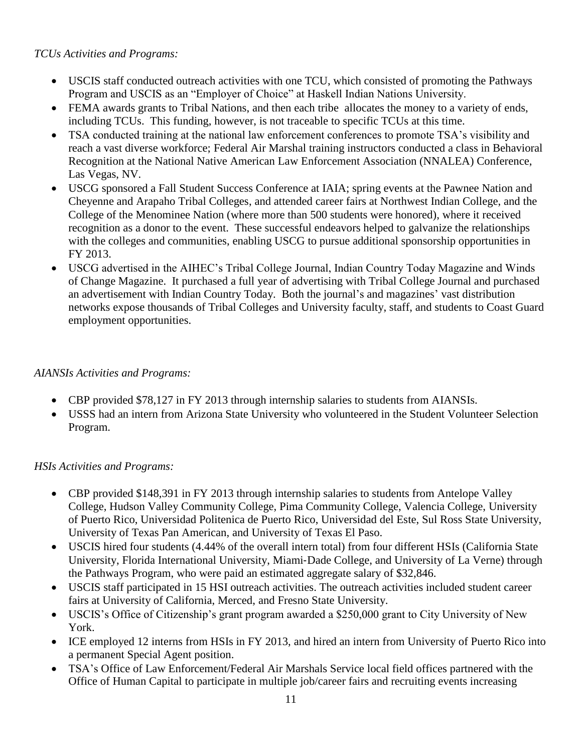*TCUs Activities and Programs:*

- USCIS staff conducted outreach activities with one TCU, which consisted of promoting the Pathways Program and USCIS as an "Employer of Choice" at Haskell Indian Nations University.
- FEMA awards grants to Tribal Nations, and then each tribe allocates the money to a variety of ends, including TCUs. This funding, however, is not traceable to specific TCUs at this time.
- TSA conducted training at the national law enforcement conferences to promote TSA's visibility and reach a vast diverse workforce; Federal Air Marshal training instructors conducted a class in Behavioral Recognition at the National Native American Law Enforcement Association (NNALEA) Conference, Las Vegas, NV.
- USCG sponsored a Fall Student Success Conference at IAIA; spring events at the Pawnee Nation and Cheyenne and Arapaho Tribal Colleges, and attended career fairs at Northwest Indian College, and the College of the Menominee Nation (where more than 500 students were honored), where it received recognition as a donor to the event. These successful endeavors helped to galvanize the relationships with the colleges and communities, enabling USCG to pursue additional sponsorship opportunities in FY 2013.
- USCG advertised in the AIHEC's Tribal College Journal, Indian Country Today Magazine and Winds of Change Magazine. It purchased a full year of advertising with Tribal College Journal and purchased an advertisement with Indian Country Today. Both the journal's and magazines' vast distribution networks expose thousands of Tribal Colleges and University faculty, staff, and students to Coast Guard employment opportunities.

*AIANSIs Activities and Programs:*

- CBP provided $78,127 in FY 2013 through internship salaries to students from AIANSIs.
- USSS had an intern from Arizona State University who volunteered in the Student Volunteer Selection Program.

*HSIs Activities and Programs:*

- CBP provided $148,391 in FY 2013 through internship salaries to students from Antelope Valley College, Hudson Valley Community College, Pima Community College, Valencia College, University of Puerto Rico, Universidad Politenica de Puerto Rico, Universidad del Este, Sul Ross State University, University of Texas Pan American, and University of Texas El Paso.
- USCIS hired four students (4.44% of the overall intern total) from four different HSIs (California State University, Florida International University, Miami-Dade College, and University of La Verne) through the Pathways Program, who were paid an estimated aggregate salary of $32,846.
- USCIS staff participated in 15 HSI outreach activities. The outreach activities included student career fairs at University of California, Merced, and Fresno State University.
- USCIS's Office of Citizenship's grant program awarded a $250,000 grant to City University of New York.
- ICE employed 12 interns from HSIs in FY 2013, and hired an intern from University of Puerto Rico into a permanent Special Agent position.
- TSA's Office of Law Enforcement/Federal Air Marshals Service local field offices partnered with the Office of Human Capital to participate in multiple job/career fairs and recruiting events increasing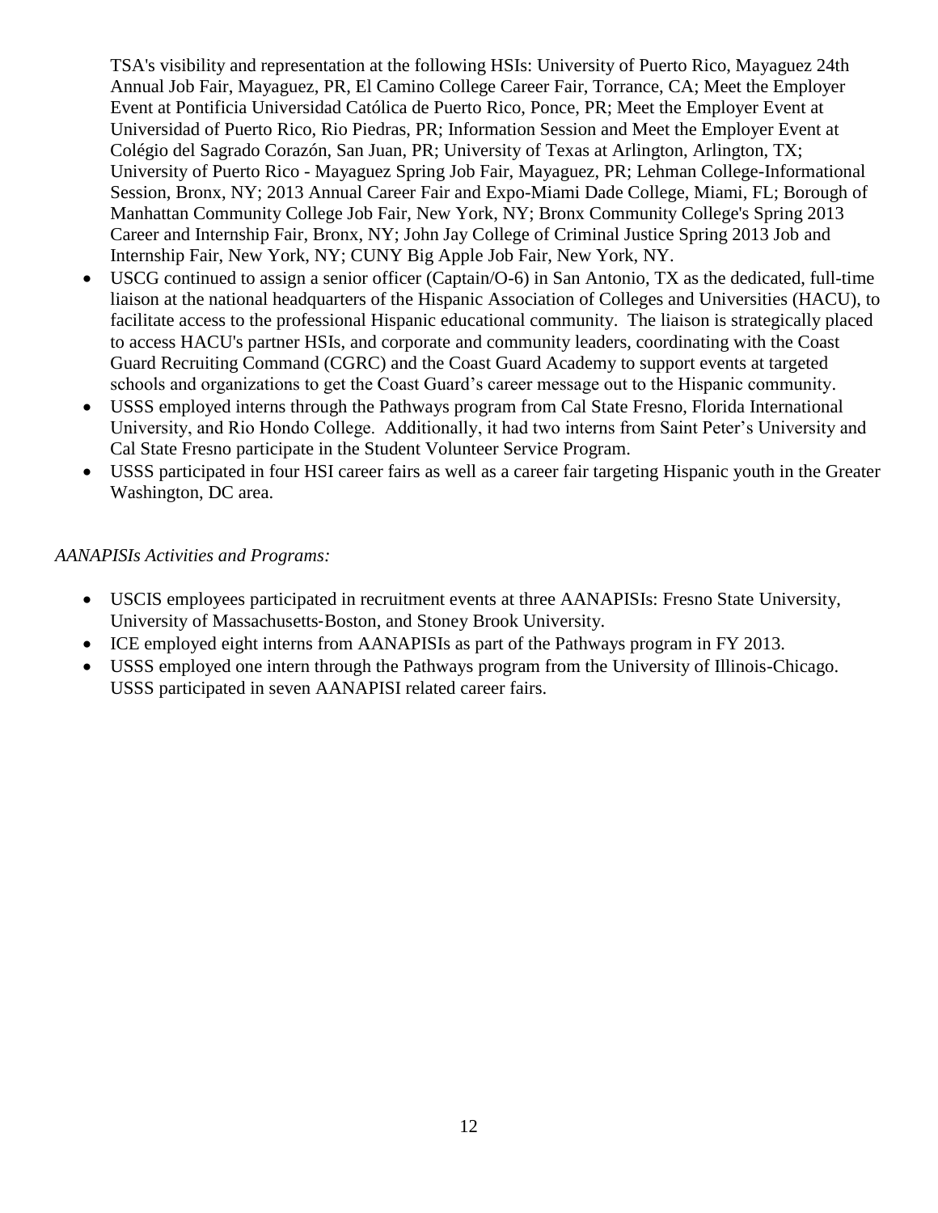TSA's visibility and representation at the following HSIs: University of Puerto Rico, Mayaguez 24th Annual Job Fair, Mayaguez, PR, El Camino College Career Fair, Torrance, CA; Meet the Employer Event at Pontificia Universidad Católica de Puerto Rico, Ponce, PR; Meet the Employer Event at Universidad of Puerto Rico, Rio Piedras, PR; Information Session and Meet the Employer Event at Colégio del Sagrado Corazón, San Juan, PR; University of Texas at Arlington, Arlington, TX; University of Puerto Rico - Mayaguez Spring Job Fair, Mayaguez, PR; Lehman College-Informational Session, Bronx, NY; 2013 Annual Career Fair and Expo-Miami Dade College, Miami, FL; Borough of Manhattan Community College Job Fair, New York, NY; Bronx Community College's Spring 2013 Career and Internship Fair, Bronx, NY; John Jay College of Criminal Justice Spring 2013 Job and Internship Fair, New York, NY; CUNY Big Apple Job Fair, New York, NY.

- USCG continued to assign a senior officer (Captain/O-6) in San Antonio, TX as the dedicated, full-time liaison at the national headquarters of the Hispanic Association of Colleges and Universities (HACU), to facilitate access to the professional Hispanic educational community. The liaison is strategically placed to access HACU's partner HSIs, and corporate and community leaders, coordinating with the Coast Guard Recruiting Command (CGRC) and the Coast Guard Academy to support events at targeted schools and organizations to get the Coast Guard's career message out to the Hispanic community.
- USSS employed interns through the Pathways program from Cal State Fresno, Florida International University, and Rio Hondo College. Additionally, it had two interns from Saint Peter's University and Cal State Fresno participate in the Student Volunteer Service Program.
- USSS participated in four HSI career fairs as well as a career fair targeting Hispanic youth in the Greater Washington, DC area.

*AANAPISIs Activities and Programs:*

- USCIS employees participated in recruitment events at three AANAPISIs: Fresno State University, University of Massachusetts-Boston, and Stoney Brook University.
- ICE employed eight interns from AANAPISIs as part of the Pathways program in FY 2013.
- USSS employed one intern through the Pathways program from the University of Illinois-Chicago. USSS participated in seven AANAPISI related career fairs.